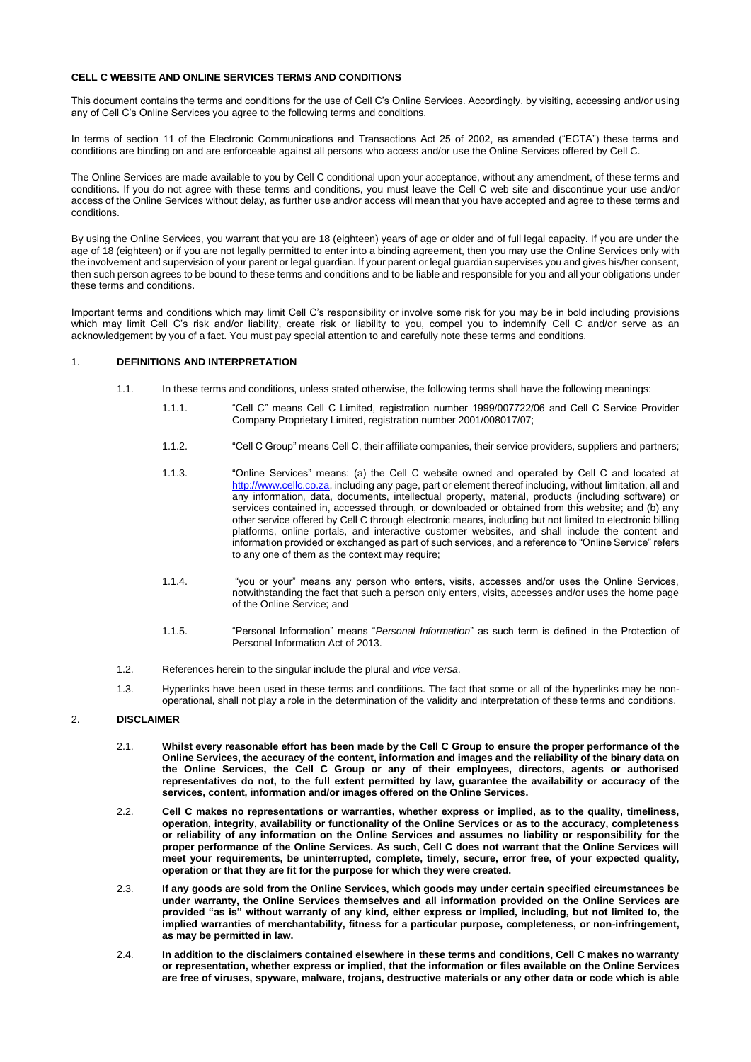**CELL C WEBSITE AND ONLINE SERVICES TERMS AND CONDITIONS**

This document contains the terms and conditions for the use of Cell C's Online Services. Accordingly, by visiting, accessing and/or using any of Cell C's Online Services you agree to the following terms and conditions.

In terms of section 11 of the Electronic Communications and Transactions Act 25 of 2002, as amended ("ECTA") these terms and conditions are binding on and are enforceable against all persons who access and/or use the Online Services offered by Cell C.

The Online Services are made available to you by Cell C conditional upon your acceptance, without any amendment, of these terms and conditions. If you do not agree with these terms and conditions, you must leave the Cell C web site and discontinue your use and/or access of the Online Services without delay, as further use and/or access will mean that you have accepted and agree to these terms and conditions.

By using the Online Services, you warrant that you are 18 (eighteen) years of age or older and of full legal capacity. If you are under the age of 18 (eighteen) or if you are not legally permitted to enter into a binding agreement, then you may use the Online Services only with the involvement and supervision of your parent or legal guardian. If your parent or legal guardian supervises you and gives his/her consent, then such person agrees to be bound to these terms and conditions and to be liable and responsible for you and all your obligations under these terms and conditions.

Important terms and conditions which may limit Cell C's responsibility or involve some risk for you may be in bold including provisions which may limit Cell C's risk and/or liability, create risk or liability to you, compel you to indemnify Cell C and/or serve as an acknowledgement by you of a fact. You must pay special attention to and carefully note these terms and conditions.

## 1. DEFINITIONS AND INTERPRETATION

1.1. In these terms and conditions, unless stated otherwise, the following terms shall have the following meanings:

1.1.1. "Cell C" means Cell C Limited, registration number 1999/007722/06 and Cell C Service Provider Company Proprietary Limited, registration number 2001/008017/07;

1.1.2. "Cell C Group" means Cell C, their affiliate companies, their service providers, suppliers and partners;

1.1.3. "Online Services" means: (a) the Cell C website owned and operated by Cell C and located at http://www.cellc.co.za, including any page, part or element thereof including, without limitation, all and any information, data, documents, intellectual property, material, products (including software) or services contained in, accessed through, or downloaded or obtained from this website; and (b) any other service offered by Cell C through electronic means, including but not limited to electronic billing platforms, online portals, and interactive customer websites, and shall include the content and information provided or exchanged as part of such services, and a reference to "Online Service" refers to any one of them as the context may require;

1.1.4. "you or your" means any person who enters, visits, accesses and/or uses the Online Services, notwithstanding the fact that such a person only enters, visits, accesses and/or uses the home page of the Online Service; and

1.1.5. "Personal Information" means "*Personal Information*" as such term is defined in the Protection of Personal Information Act of 2013.

1.2. References herein to the singular include the plural and *vice versa*.

1.3. Hyperlinks have been used in these terms and conditions. The fact that some or all of the hyperlinks may be non-operational, shall not play a role in the determination of the validity and interpretation of these terms and conditions.

## 2. DISCLAIMER

2.1. **Whilst every reasonable effort has been made by the Cell C Group to ensure the proper performance of the Online Services, the accuracy of the content, information and images and the reliability of the binary data on the Online Services, the Cell C Group or any of their employees, directors, agents or authorised representatives do not, to the full extent permitted by law, guarantee the availability or accuracy of the services, content, information and/or images offered on the Online Services.**

2.2. **Cell C makes no representations or warranties, whether express or implied, as to the quality, timeliness, operation, integrity, availability or functionality of the Online Services or as to the accuracy, completeness or reliability of any information on the Online Services and assumes no liability or responsibility for the proper performance of the Online Services. As such, Cell C does not warrant that the Online Services will meet your requirements, be uninterrupted, complete, timely, secure, error free, of your expected quality, operation or that they are fit for the purpose for which they were created.**

2.3. **If any goods are sold from the Online Services, which goods may under certain specified circumstances be under warranty, the Online Services themselves and all information provided on the Online Services are provided "as is" without warranty of any kind, either express or implied, including, but not limited to, the implied warranties of merchantability, fitness for a particular purpose, completeness, or non-infringement, as may be permitted in law.**

2.4. **In addition to the disclaimers contained elsewhere in these terms and conditions, Cell C makes no warranty or representation, whether express or implied, that the information or files available on the Online Services are free of viruses, spyware, malware, trojans, destructive materials or any other data or code which is able**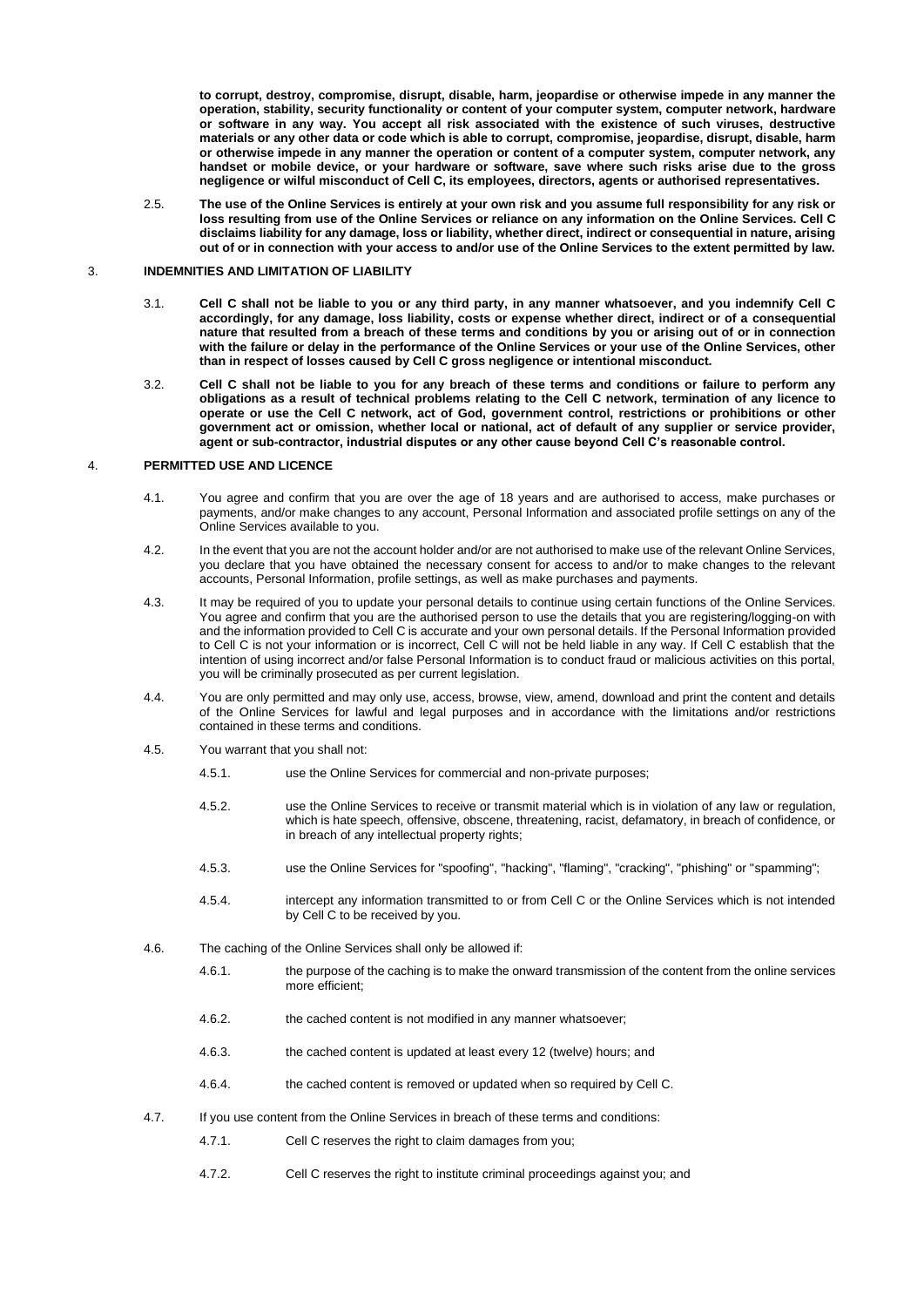**to corrupt, destroy, compromise, disrupt, disable, harm, jeopardise or otherwise impede in any manner the operation, stability, security functionality or content of your computer system, computer network, hardware or software in any way. You accept all risk associated with the existence of such viruses, destructive materials or any other data or code which is able to corrupt, compromise, jeopardise, disrupt, disable, harm or otherwise impede in any manner the operation or content of a computer system, computer network, any handset or mobile device, or your hardware or software, save where such risks arise due to the gross negligence or wilful misconduct of Cell C, its employees, directors, agents or authorised representatives.**

2.5. **The use of the Online Services is entirely at your own risk and you assume full responsibility for any risk or loss resulting from use of the Online Services or reliance on any information on the Online Services. Cell C disclaims liability for any damage, loss or liability, whether direct, indirect or consequential in nature, arising out of or in connection with your access to and/or use of the Online Services to the extent permitted by law.**

## 3. INDEMNITIES AND LIMITATION OF LIABILITY

3.1. **Cell C shall not be liable to you or any third party, in any manner whatsoever, and you indemnify Cell C accordingly, for any damage, loss liability, costs or expense whether direct, indirect or of a consequential nature that resulted from a breach of these terms and conditions by you or arising out of or in connection with the failure or delay in the performance of the Online Services or your use of the Online Services, other than in respect of losses caused by Cell C gross negligence or intentional misconduct.**

3.2. **Cell C shall not be liable to you for any breach of these terms and conditions or failure to perform any obligations as a result of technical problems relating to the Cell C network, termination of any licence to operate or use the Cell C network, act of God, government control, restrictions or prohibitions or other government act or omission, whether local or national, act of default of any supplier or service provider, agent or sub-contractor, industrial disputes or any other cause beyond Cell C's reasonable control.**

## 4. PERMITTED USE AND LICENCE

4.1. You agree and confirm that you are over the age of 18 years and are authorised to access, make purchases or payments, and/or make changes to any account, Personal Information and associated profile settings on any of the Online Services available to you.

4.2. In the event that you are not the account holder and/or are not authorised to make use of the relevant Online Services, you declare that you have obtained the necessary consent for access to and/or to make changes to the relevant accounts, Personal Information, profile settings, as well as make purchases and payments.

4.3. It may be required of you to update your personal details to continue using certain functions of the Online Services. You agree and confirm that you are the authorised person to use the details that you are registering/logging-on with and the information provided to Cell C is accurate and your own personal details. If the Personal Information provided to Cell C is not your information or is incorrect, Cell C will not be held liable in any way. If Cell C establish that the intention of using incorrect and/or false Personal Information is to conduct fraud or malicious activities on this portal, you will be criminally prosecuted as per current legislation.

4.4. You are only permitted and may only use, access, browse, view, amend, download and print the content and details of the Online Services for lawful and legal purposes and in accordance with the limitations and/or restrictions contained in these terms and conditions.

4.5. You warrant that you shall not:

4.5.1. use the Online Services for commercial and non-private purposes;

4.5.2. use the Online Services to receive or transmit material which is in violation of any law or regulation, which is hate speech, offensive, obscene, threatening, racist, defamatory, in breach of confidence, or in breach of any intellectual property rights;

4.5.3. use the Online Services for "spoofing", "hacking", "flaming", "cracking", "phishing" or "spamming";

4.5.4. intercept any information transmitted to or from Cell C or the Online Services which is not intended by Cell C to be received by you.

4.6. The caching of the Online Services shall only be allowed if:

4.6.1. the purpose of the caching is to make the onward transmission of the content from the online services more efficient;

4.6.2. the cached content is not modified in any manner whatsoever;

4.6.3. the cached content is updated at least every 12 (twelve) hours; and

4.6.4. the cached content is removed or updated when so required by Cell C.

4.7. If you use content from the Online Services in breach of these terms and conditions:

4.7.1. Cell C reserves the right to claim damages from you;

4.7.2. Cell C reserves the right to institute criminal proceedings against you; and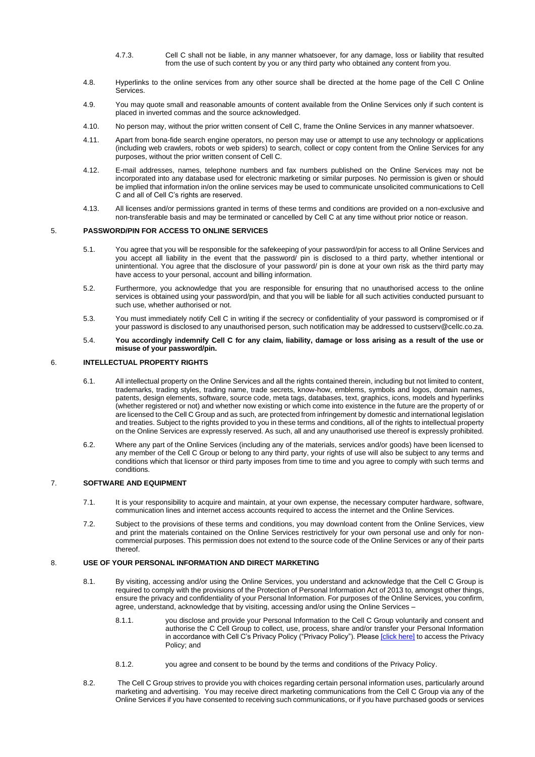4.7.3. Cell C shall not be liable, in any manner whatsoever, for any damage, loss or liability that resulted from the use of such content by you or any third party who obtained any content from you.

4.8. Hyperlinks to the online services from any other source shall be directed at the home page of the Cell C Online Services.

4.9. You may quote small and reasonable amounts of content available from the Online Services only if such content is placed in inverted commas and the source acknowledged.

4.10. No person may, without the prior written consent of Cell C, frame the Online Services in any manner whatsoever.

4.11. Apart from bona-fide search engine operators, no person may use or attempt to use any technology or applications (including web crawlers, robots or web spiders) to search, collect or copy content from the Online Services for any purposes, without the prior written consent of Cell C.

4.12. E-mail addresses, names, telephone numbers and fax numbers published on the Online Services may not be incorporated into any database used for electronic marketing or similar purposes. No permission is given or should be implied that information in/on the online services may be used to communicate unsolicited communications to Cell C and all of Cell C's rights are reserved.

4.13. All licenses and/or permissions granted in terms of these terms and conditions are provided on a non-exclusive and non-transferable basis and may be terminated or cancelled by Cell C at any time without prior notice or reason.

## 5. PASSWORD/PIN FOR ACCESS TO ONLINE SERVICES

5.1. You agree that you will be responsible for the safekeeping of your password/pin for access to all Online Services and you accept all liability in the event that the password/ pin is disclosed to a third party, whether intentional or unintentional. You agree that the disclosure of your password/ pin is done at your own risk as the third party may have access to your personal, account and billing information.

5.2. Furthermore, you acknowledge that you are responsible for ensuring that no unauthorised access to the online services is obtained using your password/pin, and that you will be liable for all such activities conducted pursuant to such use, whether authorised or not.

5.3. You must immediately notify Cell C in writing if the secrecy or confidentiality of your password is compromised or if your password is disclosed to any unauthorised person, such notification may be addressed to custserv@cellc.co.za.

5.4. **You accordingly indemnify Cell C for any claim, liability, damage or loss arising as a result of the use or misuse of your password/pin.**

## 6. INTELLECTUAL PROPERTY RIGHTS

6.1. All intellectual property on the Online Services and all the rights contained therein, including but not limited to content, trademarks, trading styles, trading name, trade secrets, know-how, emblems, symbols and logos, domain names, patents, design elements, software, source code, meta tags, databases, text, graphics, icons, models and hyperlinks (whether registered or not) and whether now existing or which come into existence in the future are the property of or are licensed to the Cell C Group and as such, are protected from infringement by domestic and international legislation and treaties. Subject to the rights provided to you in these terms and conditions, all of the rights to intellectual property on the Online Services are expressly reserved. As such, all and any unauthorised use thereof is expressly prohibited.

6.2. Where any part of the Online Services (including any of the materials, services and/or goods) have been licensed to any member of the Cell C Group or belong to any third party, your rights of use will also be subject to any terms and conditions which that licensor or third party imposes from time to time and you agree to comply with such terms and conditions.

## 7. SOFTWARE AND EQUIPMENT

7.1. It is your responsibility to acquire and maintain, at your own expense, the necessary computer hardware, software, communication lines and internet access accounts required to access the internet and the Online Services.

7.2. Subject to the provisions of these terms and conditions, you may download content from the Online Services, view and print the materials contained on the Online Services restrictively for your own personal use and only for non-commercial purposes. This permission does not extend to the source code of the Online Services or any of their parts thereof.

## 8. USE OF YOUR PERSONAL INFORMATION AND DIRECT MARKETING

8.1. By visiting, accessing and/or using the Online Services, you understand and acknowledge that the Cell C Group is required to comply with the provisions of the Protection of Personal Information Act of 2013 to, amongst other things, ensure the privacy and confidentiality of your Personal Information. For purposes of the Online Services, you confirm, agree, understand, acknowledge that by visiting, accessing and/or using the Online Services –

8.1.1. you disclose and provide your Personal Information to the Cell C Group voluntarily and consent and authorise the C Cell Group to collect, use, process, share and/or transfer your Personal Information in accordance with Cell C's Privacy Policy ("Privacy Policy"). Please [click here] to access the Privacy Policy; and

8.1.2. you agree and consent to be bound by the terms and conditions of the Privacy Policy.

8.2. The Cell C Group strives to provide you with choices regarding certain personal information uses, particularly around marketing and advertising. You may receive direct marketing communications from the Cell C Group via any of the Online Services if you have consented to receiving such communications, or if you have purchased goods or services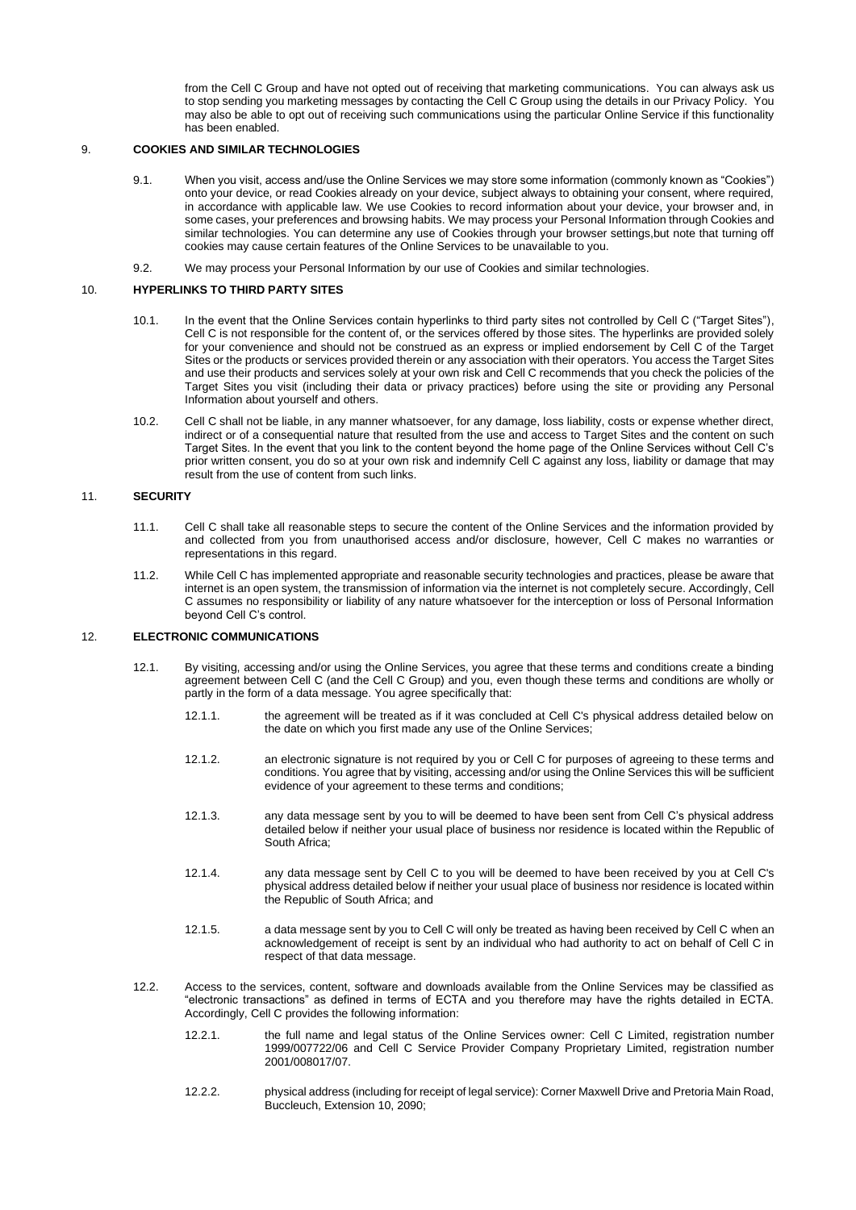from the Cell C Group and have not opted out of receiving that marketing communications. You can always ask us to stop sending you marketing messages by contacting the Cell C Group using the details in our Privacy Policy. You may also be able to opt out of receiving such communications using the particular Online Service if this functionality has been enabled.

## 9. COOKIES AND SIMILAR TECHNOLOGIES

9.1. When you visit, access and/use the Online Services we may store some information (commonly known as "Cookies") onto your device, or read Cookies already on your device, subject always to obtaining your consent, where required, in accordance with applicable law. We use Cookies to record information about your device, your browser and, in some cases, your preferences and browsing habits. We may process your Personal Information through Cookies and similar technologies. You can determine any use of Cookies through your browser settings,but note that turning off cookies may cause certain features of the Online Services to be unavailable to you.

9.2. We may process your Personal Information by our use of Cookies and similar technologies.

## 10. HYPERLINKS TO THIRD PARTY SITES

10.1. In the event that the Online Services contain hyperlinks to third party sites not controlled by Cell C ("Target Sites"), Cell C is not responsible for the content of, or the services offered by those sites. The hyperlinks are provided solely for your convenience and should not be construed as an express or implied endorsement by Cell C of the Target Sites or the products or services provided therein or any association with their operators. You access the Target Sites and use their products and services solely at your own risk and Cell C recommends that you check the policies of the Target Sites you visit (including their data or privacy practices) before using the site or providing any Personal Information about yourself and others.

10.2. Cell C shall not be liable, in any manner whatsoever, for any damage, loss liability, costs or expense whether direct, indirect or of a consequential nature that resulted from the use and access to Target Sites and the content on such Target Sites. In the event that you link to the content beyond the home page of the Online Services without Cell C's prior written consent, you do so at your own risk and indemnify Cell C against any loss, liability or damage that may result from the use of content from such links.

## 11. SECURITY

11.1. Cell C shall take all reasonable steps to secure the content of the Online Services and the information provided by and collected from you from unauthorised access and/or disclosure, however, Cell C makes no warranties or representations in this regard.

11.2. While Cell C has implemented appropriate and reasonable security technologies and practices, please be aware that internet is an open system, the transmission of information via the internet is not completely secure. Accordingly, Cell C assumes no responsibility or liability of any nature whatsoever for the interception or loss of Personal Information beyond Cell C's control.

## 12. ELECTRONIC COMMUNICATIONS

12.1. By visiting, accessing and/or using the Online Services, you agree that these terms and conditions create a binding agreement between Cell C (and the Cell C Group) and you, even though these terms and conditions are wholly or partly in the form of a data message. You agree specifically that:

12.1.1. the agreement will be treated as if it was concluded at Cell C's physical address detailed below on the date on which you first made any use of the Online Services;

12.1.2. an electronic signature is not required by you or Cell C for purposes of agreeing to these terms and conditions. You agree that by visiting, accessing and/or using the Online Services this will be sufficient evidence of your agreement to these terms and conditions;

12.1.3. any data message sent by you to will be deemed to have been sent from Cell C's physical address detailed below if neither your usual place of business nor residence is located within the Republic of South Africa;

12.1.4. any data message sent by Cell C to you will be deemed to have been received by you at Cell C's physical address detailed below if neither your usual place of business nor residence is located within the Republic of South Africa; and

12.1.5. a data message sent by you to Cell C will only be treated as having been received by Cell C when an acknowledgement of receipt is sent by an individual who had authority to act on behalf of Cell C in respect of that data message.

12.2. Access to the services, content, software and downloads available from the Online Services may be classified as "electronic transactions" as defined in terms of ECTA and you therefore may have the rights detailed in ECTA. Accordingly, Cell C provides the following information:

12.2.1. the full name and legal status of the Online Services owner: Cell C Limited, registration number 1999/007722/06 and Cell C Service Provider Company Proprietary Limited, registration number 2001/008017/07.

12.2.2. physical address (including for receipt of legal service): Corner Maxwell Drive and Pretoria Main Road, Buccleuch, Extension 10, 2090;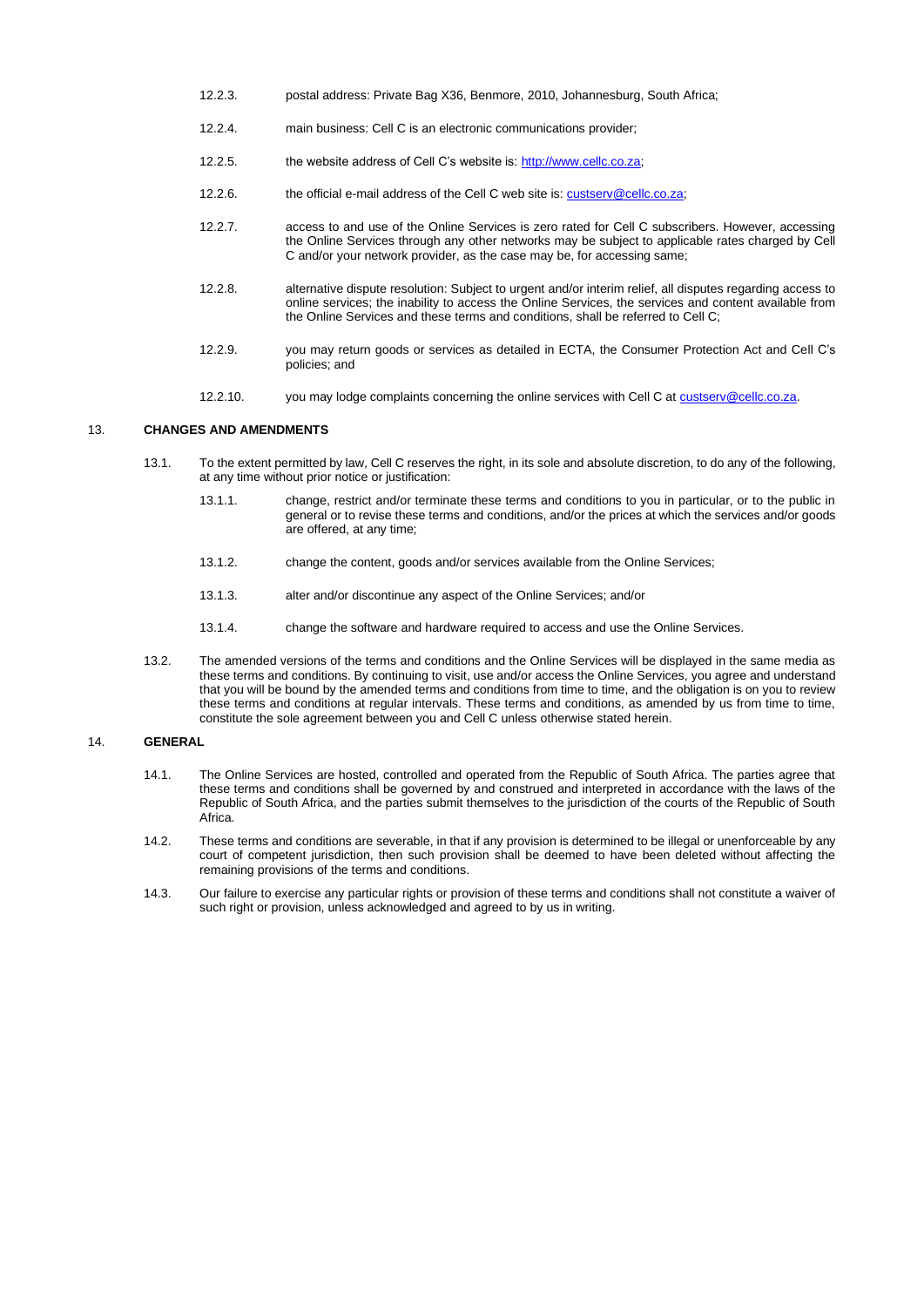12.2.3. postal address: Private Bag X36, Benmore, 2010, Johannesburg, South Africa;

12.2.4. main business: Cell C is an electronic communications provider;

12.2.5. the website address of Cell C's website is: http://www.cellc.co.za;

12.2.6. the official e-mail address of the Cell C web site is: custserv@cellc.co.za;

12.2.7. access to and use of the Online Services is zero rated for Cell C subscribers. However, accessing the Online Services through any other networks may be subject to applicable rates charged by Cell C and/or your network provider, as the case may be, for accessing same;

12.2.8. alternative dispute resolution: Subject to urgent and/or interim relief, all disputes regarding access to online services; the inability to access the Online Services, the services and content available from the Online Services and these terms and conditions, shall be referred to Cell C;

12.2.9. you may return goods or services as detailed in ECTA, the Consumer Protection Act and Cell C's policies; and

12.2.10. you may lodge complaints concerning the online services with Cell C at custserv@cellc.co.za.

## 13. CHANGES AND AMENDMENTS

13.1. To the extent permitted by law, Cell C reserves the right, in its sole and absolute discretion, to do any of the following, at any time without prior notice or justification:

13.1.1. change, restrict and/or terminate these terms and conditions to you in particular, or to the public in general or to revise these terms and conditions, and/or the prices at which the services and/or goods are offered, at any time;

13.1.2. change the content, goods and/or services available from the Online Services;

13.1.3. alter and/or discontinue any aspect of the Online Services; and/or

13.1.4. change the software and hardware required to access and use the Online Services.

13.2. The amended versions of the terms and conditions and the Online Services will be displayed in the same media as these terms and conditions. By continuing to visit, use and/or access the Online Services, you agree and understand that you will be bound by the amended terms and conditions from time to time, and the obligation is on you to review these terms and conditions at regular intervals. These terms and conditions, as amended by us from time to time, constitute the sole agreement between you and Cell C unless otherwise stated herein.

## 14. GENERAL

14.1. The Online Services are hosted, controlled and operated from the Republic of South Africa. The parties agree that these terms and conditions shall be governed by and construed and interpreted in accordance with the laws of the Republic of South Africa, and the parties submit themselves to the jurisdiction of the courts of the Republic of South Africa.

14.2. These terms and conditions are severable, in that if any provision is determined to be illegal or unenforceable by any court of competent jurisdiction, then such provision shall be deemed to have been deleted without affecting the remaining provisions of the terms and conditions.

14.3. Our failure to exercise any particular rights or provision of these terms and conditions shall not constitute a waiver of such right or provision, unless acknowledged and agreed to by us in writing.